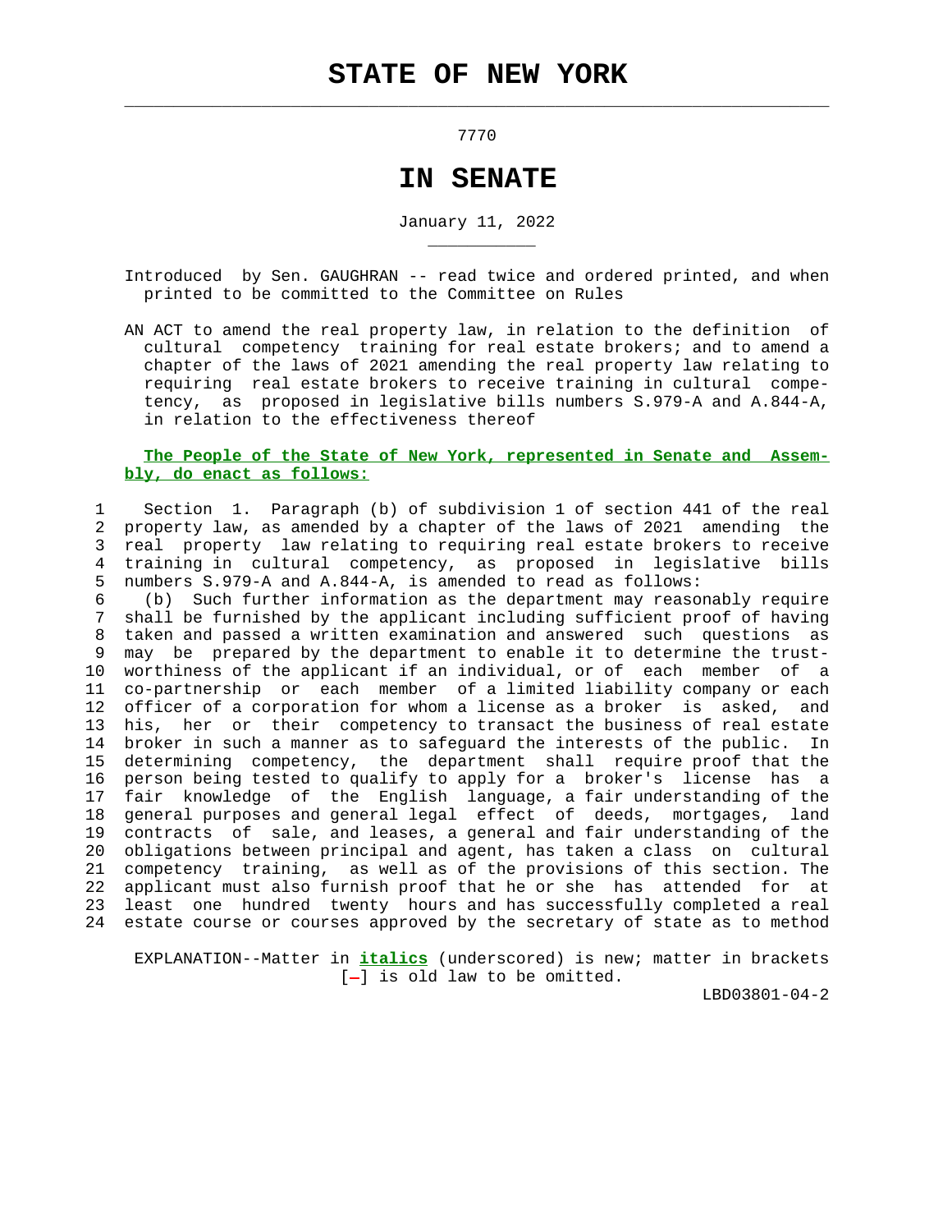# STATE OF NEW YORK

7770

## IN SENATE

January 11, 2022

Introduced by Sen. GAUGHRAN -- read twice and ordered printed, and when printed to be committed to the Committee on Rules

AN ACT to amend the real property law, in relation to the definition of cultural competency training for real estate brokers; and to amend a chapter of the laws of 2021 amending the real property law relating to requiring real estate brokers to receive training in cultural competency, as proposed in legislative bills numbers S.979-A and A.844-A, in relation to the effectiveness thereof

**The People of the State of New York, represented in Senate and Assembly, do enact as follows:**

Section 1. Paragraph (b) of subdivision 1 of section 441 of the real property law, as amended by a chapter of the laws of 2021 amending the real property law relating to requiring real estate brokers to receive training in cultural competency, as proposed in legislative bills numbers S.979-A and A.844-A, is amended to read as follows:

(b) Such further information as the department may reasonably require shall be furnished by the applicant including sufficient proof of having taken and passed a written examination and answered such questions as may be prepared by the department to enable it to determine the trustworthiness of the applicant if an individual, or of each member of a co-partnership or each member of a limited liability company or each officer of a corporation for whom a license as a broker is asked, and his, her or their competency to transact the business of real estate broker in such a manner as to safeguard the interests of the public. In determining competency, the department shall require proof that the person being tested to qualify to apply for a broker's license has a fair knowledge of the English language, a fair understanding of the general purposes and general legal effect of deeds, mortgages, land contracts of sale, and leases, a general and fair understanding of the obligations between principal and agent, has taken a class on cultural competency training, as well as of the provisions of this section. The applicant must also furnish proof that he or she has attended for at least one hundred twenty hours and has successfully completed a real estate course or courses approved by the secretary of state as to method

EXPLANATION--Matter in ***italics*** (underscored) is new; matter in brackets [-] is old law to be omitted.

LBD03801-04-2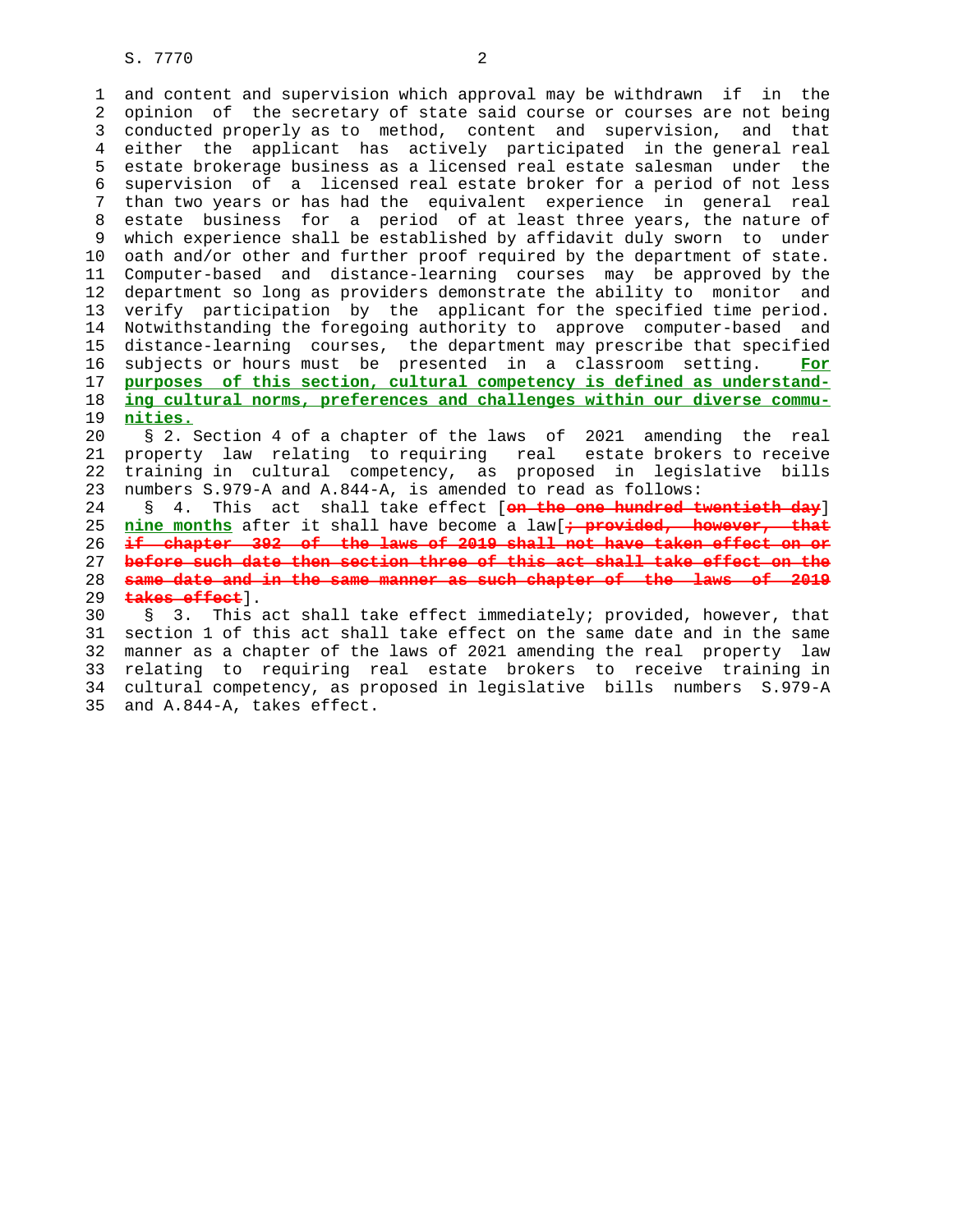and content and supervision which approval may be withdrawn if in the opinion of the secretary of state said course or courses are not being conducted properly as to method, content and supervision, and that either the applicant has actively participated in the general real estate brokerage business as a licensed real estate salesman under the supervision of a licensed real estate broker for a period of not less than two years or has had the equivalent experience in general real estate business for a period of at least three years, the nature of which experience shall be established by affidavit duly sworn to under oath and/or other and further proof required by the department of state. Computer-based and distance-learning courses may be approved by the department so long as providers demonstrate the ability to monitor and verify participation by the applicant for the specified time period. Notwithstanding the foregoing authority to approve computer-based and distance-learning courses, the department may prescribe that specified subjects or hours must be presented in a classroom setting. **For purposes of this section, cultural competency is defined as understanding cultural norms, preferences and challenges within our diverse communities.**

§ 2. Section 4 of a chapter of the laws of 2021 amending the real property law relating to requiring real estate brokers to receive training in cultural competency, as proposed in legislative bills numbers S.979-A and A.844-A, is amended to read as follows:

§ 4. This act shall take effect [~~on the one hundred twentieth day~~] **nine months** after it shall have become a law[~~; provided, however, that if chapter 392 of the laws of 2019 shall not have taken effect on or before such date then section three of this act shall take effect on the same date and in the same manner as such chapter of the laws of 2019 takes effect~~].

§ 3. This act shall take effect immediately; provided, however, that section 1 of this act shall take effect on the same date and in the same manner as a chapter of the laws of 2021 amending the real property law relating to requiring real estate brokers to receive training in cultural competency, as proposed in legislative bills numbers S.979-A and A.844-A, takes effect.